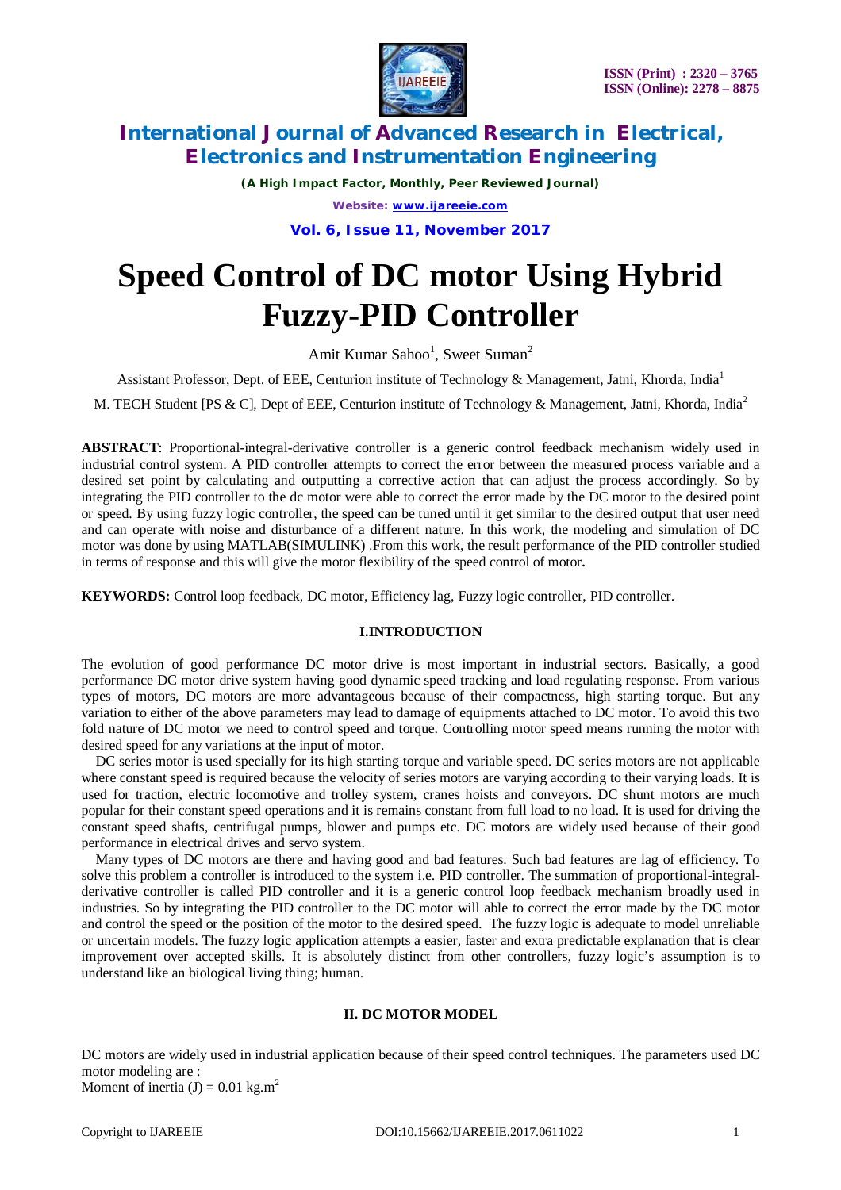# Speed Control of DC motor Using Hybrid Fuzzy-PID Controller

Amit Kumar Sahoo[1], Sweet Suman[2]

Assistant Professor, Dept. of EEE, Centurion institute of Technology & Management, Jatni, Khorda, India[1]

M. TECH Student [PS & C], Dept of EEE, Centurion institute of Technology & Management, Jatni, Khorda, India[2]

**ABSTRACT**: Proportional-integral-derivative controller is a generic control feedback mechanism widely used in industrial control system. A PID controller attempts to correct the error between the measured process variable and a desired set point by calculating and outputting a corrective action that can adjust the process accordingly. So by integrating the PID controller to the dc motor were able to correct the error made by the DC motor to the desired point or speed. By using fuzzy logic controller, the speed can be tuned until it get similar to the desired output that user need and can operate with noise and disturbance of a different nature. In this work, the modeling and simulation of DC motor was done by using MATLAB(SIMULINK) .From this work, the result performance of the PID controller studied in terms of response and this will give the motor flexibility of the speed control of motor**.**

**KEYWORDS:** Control loop feedback, DC motor, Efficiency lag, Fuzzy logic controller, PID controller.

## I.INTRODUCTION

The evolution of good performance DC motor drive is most important in industrial sectors. Basically, a good performance DC motor drive system having good dynamic speed tracking and load regulating response. From various types of motors, DC motors are more advantageous because of their compactness, high starting torque. But any variation to either of the above parameters may lead to damage of equipments attached to DC motor. To avoid this two fold nature of DC motor we need to control speed and torque. Controlling motor speed means running the motor with desired speed for any variations at the input of motor.

DC series motor is used specially for its high starting torque and variable speed. DC series motors are not applicable where constant speed is required because the velocity of series motors are varying according to their varying loads. It is used for traction, electric locomotive and trolley system, cranes hoists and conveyors. DC shunt motors are much popular for their constant speed operations and it is remains constant from full load to no load. It is used for driving the constant speed shafts, centrifugal pumps, blower and pumps etc. DC motors are widely used because of their good performance in electrical drives and servo system.

Many types of DC motors are there and having good and bad features. Such bad features are lag of efficiency. To solve this problem a controller is introduced to the system i.e. PID controller. The summation of proportional-integral-derivative controller is called PID controller and it is a generic control loop feedback mechanism broadly used in industries. So by integrating the PID controller to the DC motor will able to correct the error made by the DC motor and control the speed or the position of the motor to the desired speed. The fuzzy logic is adequate to model unreliable or uncertain models. The fuzzy logic application attempts a easier, faster and extra predictable explanation that is clear improvement over accepted skills. It is absolutely distinct from other controllers, fuzzy logic's assumption is to understand like an biological living thing; human.

## II. DC MOTOR MODEL

DC motors are widely used in industrial application because of their speed control techniques. The parameters used DC motor modeling are :

Moment of inertia (J) = 0.01 kg.m$^2$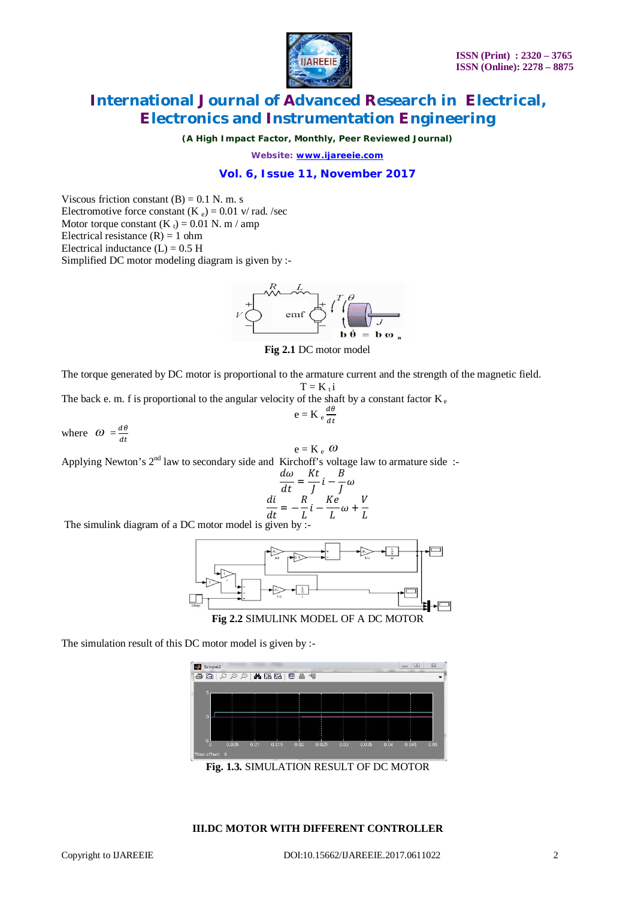Viscous friction constant (B) = 0.1 N. m. s

Electromotive force constant ($K_e$) = 0.01 v/ rad. /sec

Motor torque constant ($K_t$) = 0.01 N. m / amp

Electrical resistance (R) = 1 ohm

Electrical inductance (L) = 0.5 H

Simplified DC motor modeling diagram is given by :-

**Fig 2.1** DC motor model

The torque generated by DC motor is proportional to the armature current and the strength of the magnetic field.

$$T = K_t i$$

The back e. m. f is proportional to the angular velocity of the shaft by a constant factor $K_e$

$$e = K_e \frac{d\theta}{dt}$$

where $\omega = \frac{d\theta}{dt}$

$$e = K_e \, \omega$$

Applying Newton's 2[nd] law to secondary side and Kirchoff's voltage law to armature side :-

$$\frac{d\omega}{dt} = \frac{Kt}{J} i - \frac{B}{J}\omega$$

$$\frac{di}{dt} = -\frac{R}{L} i - \frac{Ke}{L}\omega + \frac{V}{L}$$

The simulink diagram of a DC motor model is given by :-

**Fig 2.2** SIMULINK MODEL OF A DC MOTOR

The simulation result of this DC motor model is given by :-

**Fig. 1.3.** SIMULATION RESULT OF DC MOTOR

## III.DC MOTOR WITH DIFFERENT CONTROLLER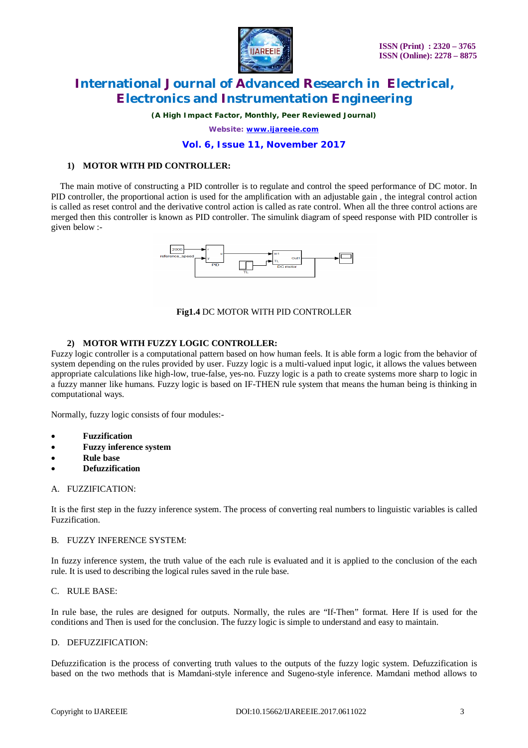### 1) MOTOR WITH PID CONTROLLER:

The main motive of constructing a PID controller is to regulate and control the speed performance of DC motor. In PID controller, the proportional action is used for the amplification with an adjustable gain , the integral control action is called as reset control and the derivative control action is called as rate control. When all the three control actions are merged then this controller is known as PID controller. The simulink diagram of speed response with PID controller is given below :-

**Fig1.4** DC MOTOR WITH PID CONTROLLER

### 2) MOTOR WITH FUZZY LOGIC CONTROLLER:

Fuzzy logic controller is a computational pattern based on how human feels. It is able form a logic from the behavior of system depending on the rules provided by user. Fuzzy logic is a multi-valued input logic, it allows the values between appropriate calculations like high-low, true-false, yes-no. Fuzzy logic is a path to create systems more sharp to logic in a fuzzy manner like humans. Fuzzy logic is based on IF-THEN rule system that means the human being is thinking in computational ways.

Normally, fuzzy logic consists of four modules:-

- **Fuzzification**
- **Fuzzy inference system**
- **Rule base**
- **Defuzzification**

A. FUZZIFICATION:

It is the first step in the fuzzy inference system. The process of converting real numbers to linguistic variables is called Fuzzification.

B. FUZZY INFERENCE SYSTEM:

In fuzzy inference system, the truth value of the each rule is evaluated and it is applied to the conclusion of the each rule. It is used to describing the logical rules saved in the rule base.

C. RULE BASE:

In rule base, the rules are designed for outputs. Normally, the rules are "If-Then" format. Here If is used for the conditions and Then is used for the conclusion. The fuzzy logic is simple to understand and easy to maintain.

D. DEFUZZIFICATION:

Defuzzification is the process of converting truth values to the outputs of the fuzzy logic system. Defuzzification is based on the two methods that is Mamdani-style inference and Sugeno-style inference. Mamdani method allows to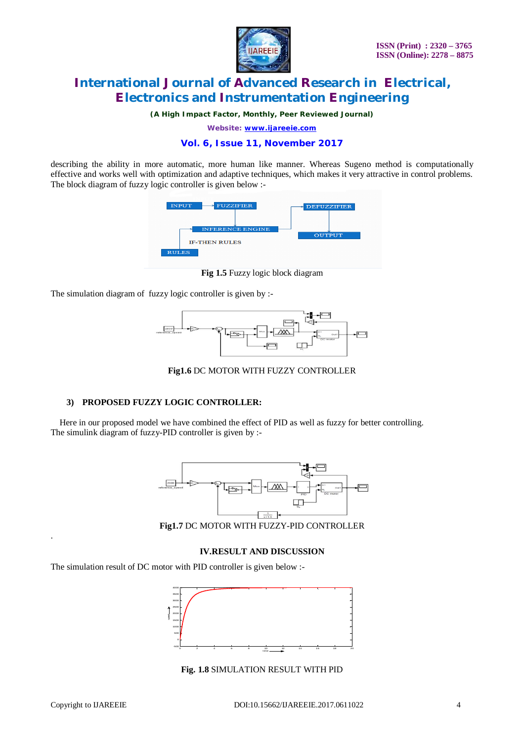describing the ability in more automatic, more human like manner. Whereas Sugeno method is computationally effective and works well with optimization and adaptive techniques, which makes it very attractive in control problems. The block diagram of fuzzy logic controller is given below :-

**Fig 1.5** Fuzzy logic block diagram

The simulation diagram of fuzzy logic controller is given by :-

**Fig1.6** DC MOTOR WITH FUZZY CONTROLLER

### 3) PROPOSED FUZZY LOGIC CONTROLLER:

Here in our proposed model we have combined the effect of PID as well as fuzzy for better controlling. The simulink diagram of fuzzy-PID controller is given by :-

**Fig1.7** DC MOTOR WITH FUZZY-PID CONTROLLER

.

## IV.RESULT AND DISCUSSION

The simulation result of DC motor with PID controller is given below :-

**Fig. 1.8** SIMULATION RESULT WITH PID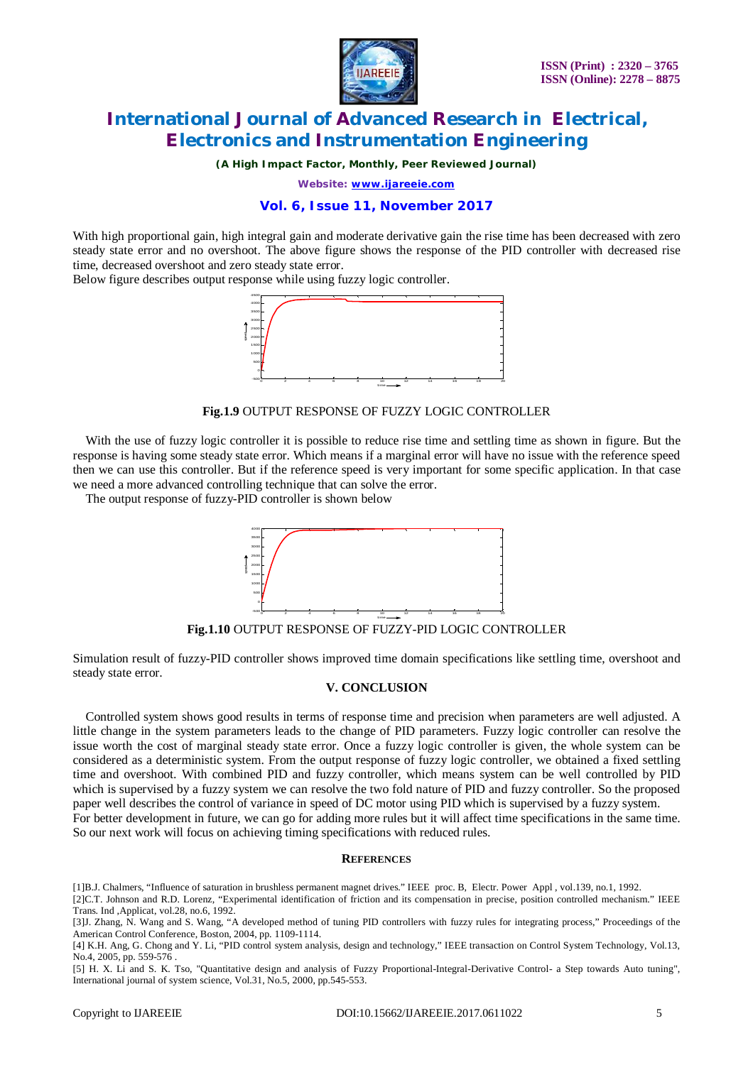With high proportional gain, high integral gain and moderate derivative gain the rise time has been decreased with zero steady state error and no overshoot. The above figure shows the response of the PID controller with decreased rise time, decreased overshoot and zero steady state error.

Below figure describes output response while using fuzzy logic controller.

**Fig.1.9** OUTPUT RESPONSE OF FUZZY LOGIC CONTROLLER

With the use of fuzzy logic controller it is possible to reduce rise time and settling time as shown in figure. But the response is having some steady state error. Which means if a marginal error will have no issue with the reference speed then we can use this controller. But if the reference speed is very important for some specific application. In that case we need a more advanced controlling technique that can solve the error.

The output response of fuzzy-PID controller is shown below

**Fig.1.10** OUTPUT RESPONSE OF FUZZY-PID LOGIC CONTROLLER

Simulation result of fuzzy-PID controller shows improved time domain specifications like settling time, overshoot and steady state error.

## V. CONCLUSION

Controlled system shows good results in terms of response time and precision when parameters are well adjusted. A little change in the system parameters leads to the change of PID parameters. Fuzzy logic controller can resolve the issue worth the cost of marginal steady state error. Once a fuzzy logic controller is given, the whole system can be considered as a deterministic system. From the output response of fuzzy logic controller, we obtained a fixed settling time and overshoot. With combined PID and fuzzy controller, which means system can be well controlled by PID which is supervised by a fuzzy system we can resolve the two fold nature of PID and fuzzy controller. So the proposed paper well describes the control of variance in speed of DC motor using PID which is supervised by a fuzzy system.

For better development in future, we can go for adding more rules but it will affect time specifications in the same time. So our next work will focus on achieving timing specifications with reduced rules.

## REFERENCES

[1]B.J. Chalmers, "Influence of saturation in brushless permanent magnet drives." IEEE proc. B, Electr. Power Appl , vol.139, no.1, 1992.

[2]C.T. Johnson and R.D. Lorenz, "Experimental identification of friction and its compensation in precise, position controlled mechanism." IEEE Trans. Ind ,Applicat, vol.28, no.6, 1992.

[3]J. Zhang, N. Wang and S. Wang, "A developed method of tuning PID controllers with fuzzy rules for integrating process," Proceedings of the American Control Conference, Boston, 2004, pp. 1109-1114.

[4] K.H. Ang, G. Chong and Y. Li, "PID control system analysis, design and technology," IEEE transaction on Control System Technology, Vol.13, No.4, 2005, pp. 559-576 .

[5] H. X. Li and S. K. Tso, "Quantitative design and analysis of Fuzzy Proportional-Integral-Derivative Control- a Step towards Auto tuning", International journal of system science, Vol.31, No.5, 2000, pp.545-553.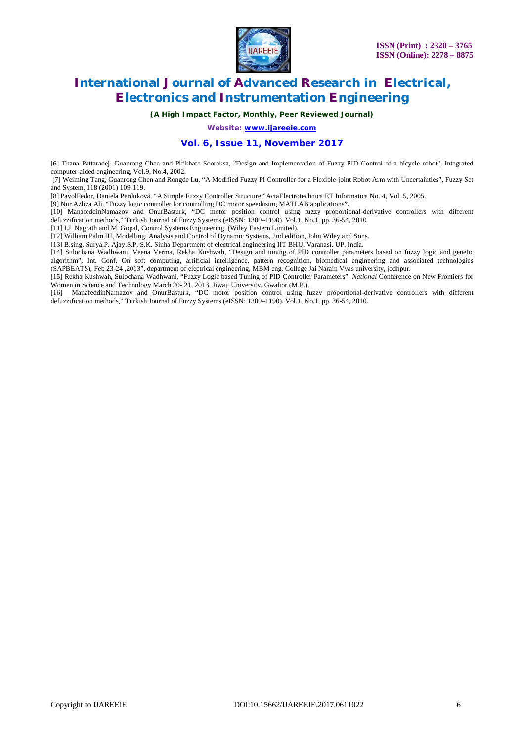[6] Thana Pattaradej, Guanrong Chen and Pitikhate Sooraksa, "Design and Implementation of Fuzzy PID Control of a bicycle robot", Integrated computer-aided engineering, Vol.9, No.4, 2002.

[7] Weiming Tang, Guanrong Chen and Rongde Lu, "A Modified Fuzzy PI Controller for a Flexible-joint Robot Arm with Uncertainties", Fuzzy Set and System, 118 (2001) 109-119.

[8] PavolFedor, Daniela Perduková, "A Simple Fuzzy Controller Structure,"ActaElectrotechnica ET Informatica No. 4, Vol. 5, 2005.

[9] Nur Azliza Ali, "Fuzzy logic controller for controlling DC motor speedusing MATLAB applications**".**

[10] ManafeddinNamazov and OnurBasturk, "DC motor position control using fuzzy proportional-derivative controllers with different defuzzification methods," Turkish Journal of Fuzzy Systems (eISSN: 1309–1190), Vol.1, No.1, pp. 36-54, 2010

[11] I.J. Nagrath and M. Gopal, Control Systems Engineering, (Wiley Eastern Limited).

[12] William Palm III, Modelling, Analysis and Control of Dynamic Systems, 2nd edition, John Wiley and Sons.

[13] B.sing, Surya.P, Ajay.S.P, S.K. Sinha Department of electrical engineering IIT BHU, Varanasi, UP, India.

[14] Sulochana Wadhwani, Veena Verma, Rekha Kushwah, "Design and tuning of PID controller parameters based on fuzzy logic and genetic algorithm", Int. Conf. On soft computing, artificial intelligence, pattern recognition, biomedical engineering and associated technologies (SAPBEATS), Feb 23-24 ,2013", department of electrical engineering, MBM eng. College Jai Narain Vyas university, jodhpur.

[15] Rekha Kushwah, Sulochana Wadhwani, "Fuzzy Logic based Tuning of PID Controller Parameters", *National* Conference on New Frontiers for Women in Science and Technology March 20- 21, 2013, Jiwaji University, Gwalior (M.P.).

[16] ManafeddinNamazov and OnurBasturk, "DC motor position control using fuzzy proportional-derivative controllers with different defuzzification methods," Turkish Journal of Fuzzy Systems (eISSN: 1309–1190), Vol.1, No.1, pp. 36-54, 2010.